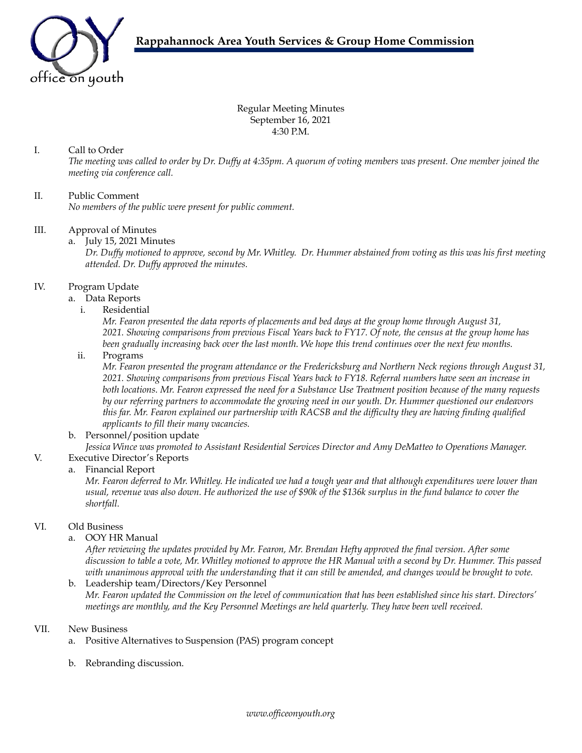# Rappahannock Area Youth Services & Group Home Commission

Regular Meeting Minutes
September 16, 2021
4:30 P.M.

I. Call to Order

*The meeting was called to order by Dr. Duffy at 4:35pm. A quorum of voting members was present. One member joined the meeting via conference call.*

II. Public Comment

*No members of the public were present for public comment.*

III. Approval of Minutes

a. July 15, 2021 Minutes

*Dr. Duffy motioned to approve, second by Mr. Whitley. Dr. Hummer abstained from voting as this was his first meeting attended. Dr. Duffy approved the minutes.*

IV. Program Update

a. Data Reports

i. Residential

*Mr. Fearon presented the data reports of placements and bed days at the group home through August 31, 2021. Showing comparisons from previous Fiscal Years back to FY17. Of note, the census at the group home has been gradually increasing back over the last month. We hope this trend continues over the next few months.*

ii. Programs

*Mr. Fearon presented the program attendance or the Fredericksburg and Northern Neck regions through August 31, 2021. Showing comparisons from previous Fiscal Years back to FY18. Referral numbers have seen an increase in both locations. Mr. Fearon expressed the need for a Substance Use Treatment position because of the many requests by our referring partners to accommodate the growing need in our youth. Dr. Hummer questioned our endeavors this far. Mr. Fearon explained our partnership with RACSB and the difficulty they are having finding qualified applicants to fill their many vacancies.*

b. Personnel/position update

*Jessica Wince was promoted to Assistant Residential Services Director and Amy DeMatteo to Operations Manager.*

V. Executive Director's Reports

a. Financial Report

*Mr. Fearon deferred to Mr. Whitley. He indicated we had a tough year and that although expenditures were lower than usual, revenue was also down. He authorized the use of $90k of the $136k surplus in the fund balance to cover the shortfall.*

VI. Old Business

a. OOY HR Manual

*After reviewing the updates provided by Mr. Fearon, Mr. Brendan Hefty approved the final version. After some discussion to table a vote, Mr. Whitley motioned to approve the HR Manual with a second by Dr. Hummer. This passed with unanimous approval with the understanding that it can still be amended, and changes would be brought to vote.*

b. Leadership team/Directors/Key Personnel

*Mr. Fearon updated the Commission on the level of communication that has been established since his start. Directors' meetings are monthly, and the Key Personnel Meetings are held quarterly. They have been well received.*

VII. New Business

a. Positive Alternatives to Suspension (PAS) program concept

b. Rebranding discussion.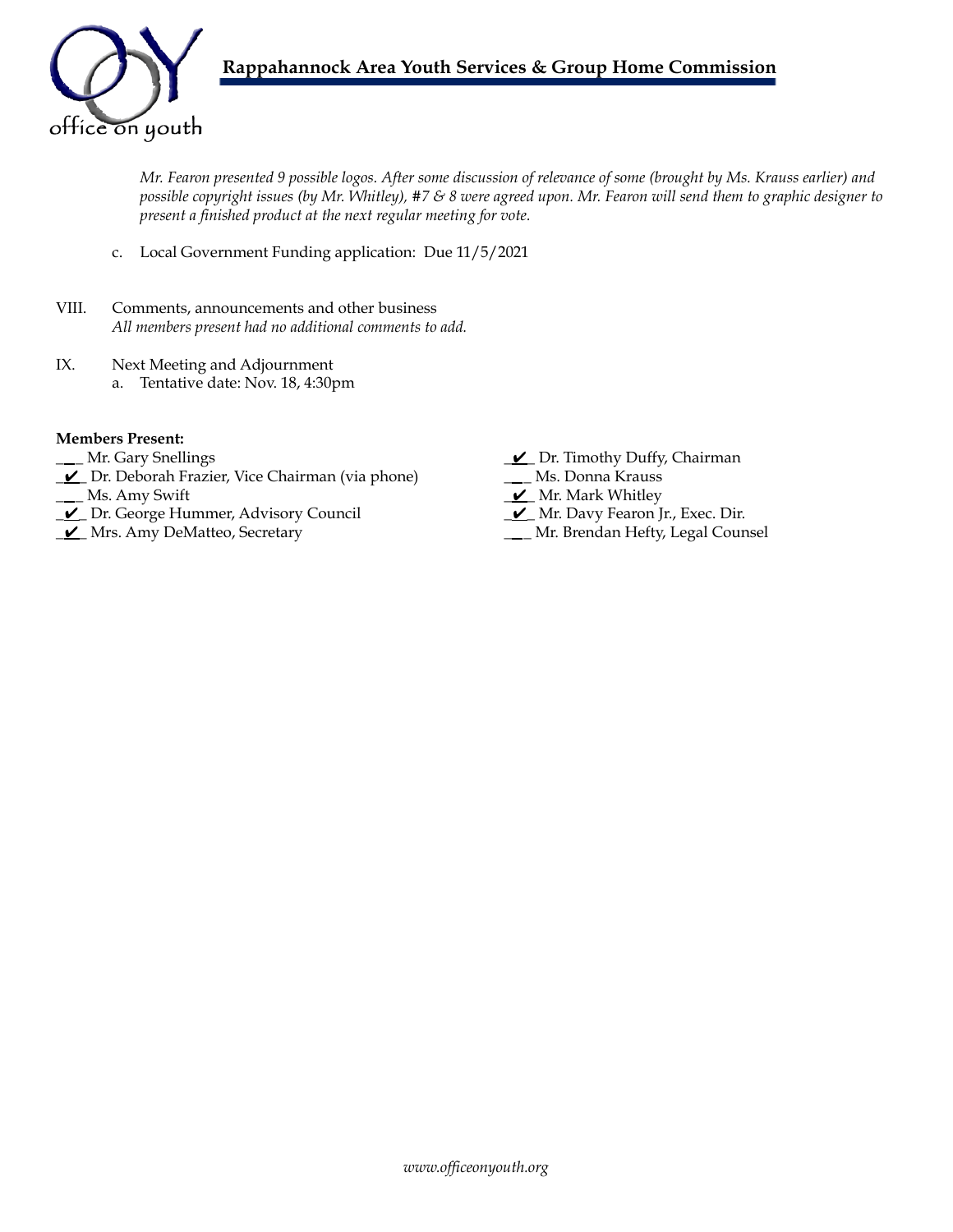*Mr. Fearon presented 9 possible logos. After some discussion of relevance of some (brought by Ms. Krauss earlier) and possible copyright issues (by Mr. Whitley), #7 & 8 were agreed upon. Mr. Fearon will send them to graphic designer to present a finished product at the next regular meeting for vote.*

c. Local Government Funding application: Due 11/5/2021

VIII. Comments, announcements and other business
*All members present had no additional comments to add.*

IX. Next Meeting and Adjournment
a. Tentative date: Nov. 18, 4:30pm

**Members Present:**

- ___ Mr. Gary Snellings
- _✔_ Dr. Deborah Frazier, Vice Chairman (via phone)
- ___ Ms. Amy Swift
- _✔_ Dr. George Hummer, Advisory Council
- _✔_ Mrs. Amy DeMatteo, Secretary
- _✔_ Dr. Timothy Duffy, Chairman
- ___ Ms. Donna Krauss
- _✔_ Mr. Mark Whitley
- _✔_ Mr. Davy Fearon Jr., Exec. Dir.
- ___ Mr. Brendan Hefty, Legal Counsel